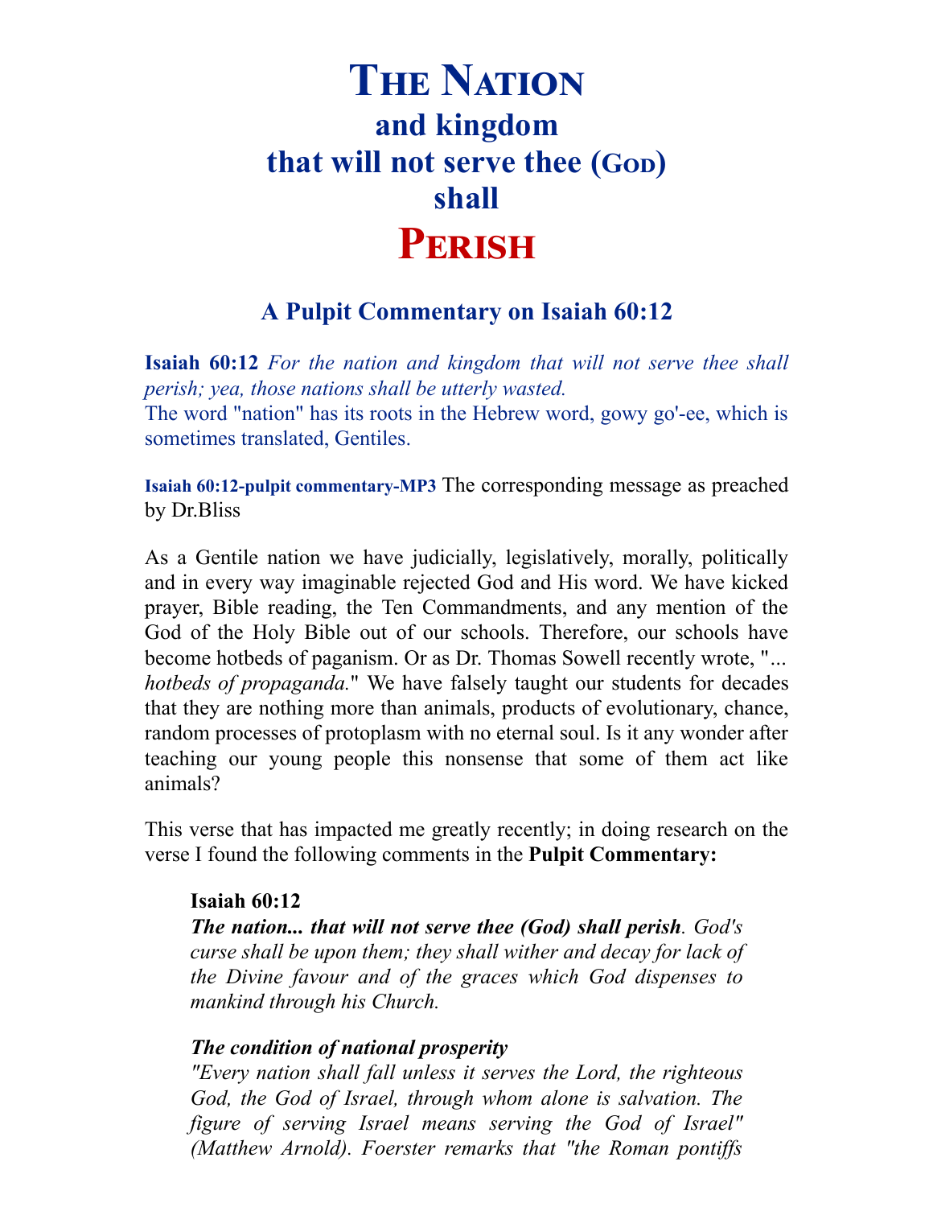# The Nation
## and kingdom
## that will not serve thee (God)
## shall
# Perish

### A Pulpit Commentary on Isaiah 60:12

**Isaiah 60:12** *For the nation and kingdom that will not serve thee shall perish; yea, those nations shall be utterly wasted.*
The word "nation" has its roots in the Hebrew word, gowy go'-ee, which is sometimes translated, Gentiles.

**Isaiah 60:12-pulpit commentary-MP3** The corresponding message as preached by Dr.Bliss

As a Gentile nation we have judicially, legislatively, morally, politically and in every way imaginable rejected God and His word. We have kicked prayer, Bible reading, the Ten Commandments, and any mention of the God of the Holy Bible out of our schools. Therefore, our schools have become hotbeds of paganism. Or as Dr. Thomas Sowell recently wrote, "*... hotbeds of propaganda.*" We have falsely taught our students for decades that they are nothing more than animals, products of evolutionary, chance, random processes of protoplasm with no eternal soul. Is it any wonder after teaching our young people this nonsense that some of them act like animals?

This verse that has impacted me greatly recently; in doing research on the verse I found the following comments in the **Pulpit Commentary:**

> **Isaiah 60:12**
> ***The nation... that will not serve thee (God) shall perish***. *God's curse shall be upon them; they shall wither and decay for lack of the Divine favour and of the graces which God dispenses to mankind through his Church.*
>
> ***The condition of national prosperity***
> *"Every nation shall fall unless it serves the Lord, the righteous God, the God of Israel, through whom alone is salvation. The figure of serving Israel means serving the God of Israel" (Matthew Arnold). Foerster remarks that "the Roman pontiffs*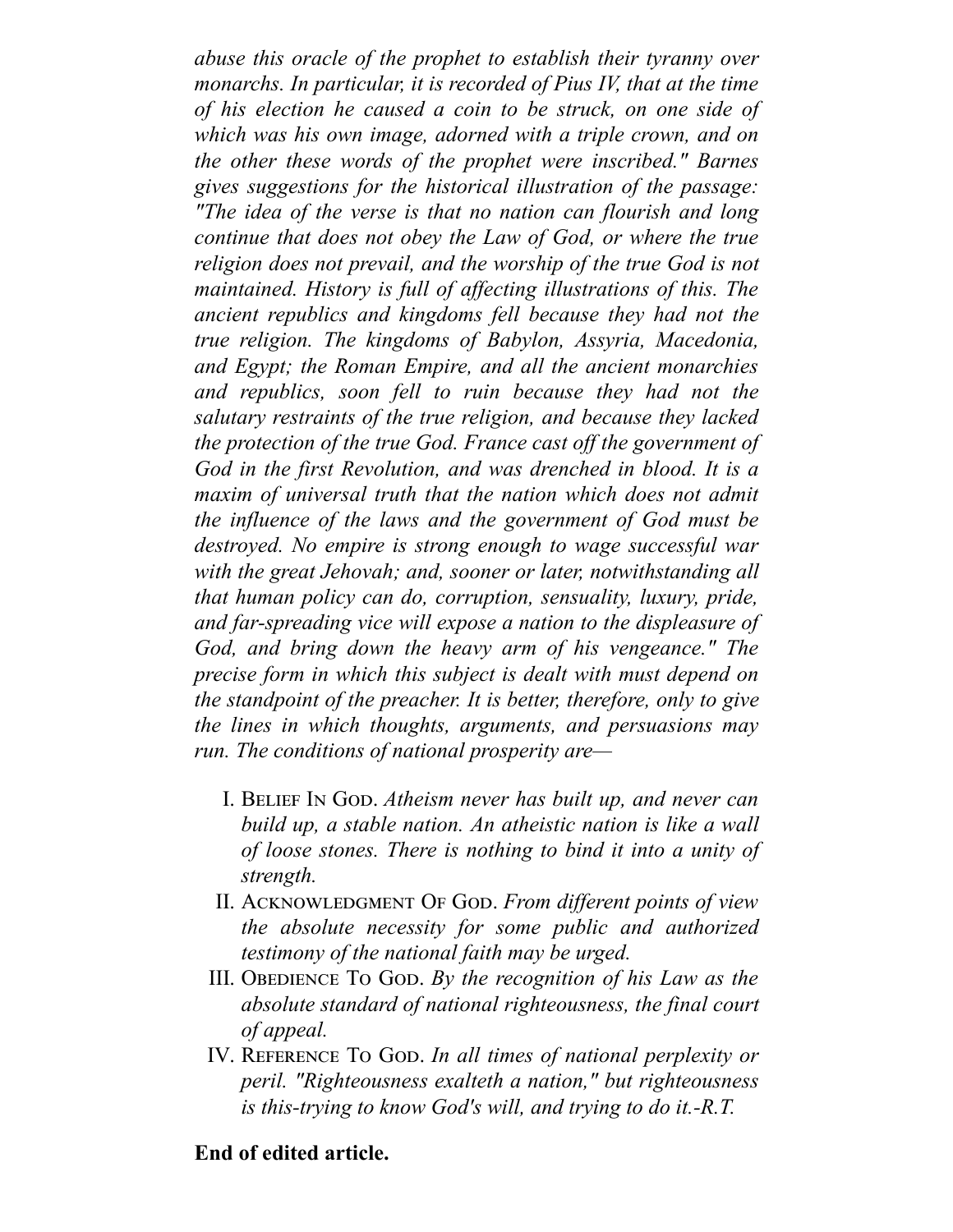*abuse this oracle of the prophet to establish their tyranny over monarchs. In particular, it is recorded of Pius IV, that at the time of his election he caused a coin to be struck, on one side of which was his own image, adorned with a triple crown, and on the other these words of the prophet were inscribed." Barnes gives suggestions for the historical illustration of the passage: "The idea of the verse is that no nation can flourish and long continue that does not obey the Law of God, or where the true religion does not prevail, and the worship of the true God is not maintained. History is full of affecting illustrations of this. The ancient republics and kingdoms fell because they had not the true religion. The kingdoms of Babylon, Assyria, Macedonia, and Egypt; the Roman Empire, and all the ancient monarchies and republics, soon fell to ruin because they had not the salutary restraints of the true religion, and because they lacked the protection of the true God. France cast off the government of God in the first Revolution, and was drenched in blood. It is a maxim of universal truth that the nation which does not admit the influence of the laws and the government of God must be destroyed. No empire is strong enough to wage successful war with the great Jehovah; and, sooner or later, notwithstanding all that human policy can do, corruption, sensuality, luxury, pride, and far-spreading vice will expose a nation to the displeasure of God, and bring down the heavy arm of his vengeance." The precise form in which this subject is dealt with must depend on the standpoint of the preacher. It is better, therefore, only to give the lines in which thoughts, arguments, and persuasions may run. The conditions of national prosperity are—*

I. BELIEF IN GOD. *Atheism never has built up, and never can build up, a stable nation. An atheistic nation is like a wall of loose stones. There is nothing to bind it into a unity of strength.*
II. ACKNOWLEDGMENT OF GOD. *From different points of view the absolute necessity for some public and authorized testimony of the national faith may be urged.*
III. OBEDIENCE TO GOD. *By the recognition of his Law as the absolute standard of national righteousness, the final court of appeal.*
IV. REFERENCE TO GOD. *In all times of national perplexity or peril. "Righteousness exalteth a nation," but righteousness is this-trying to know God's will, and trying to do it.-R.T.*

**End of edited article.**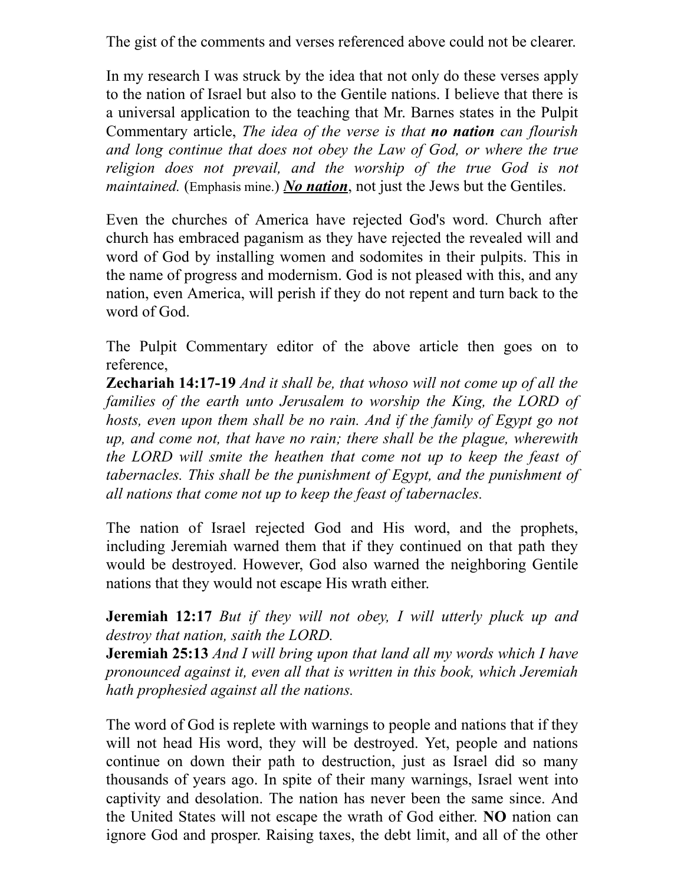The gist of the comments and verses referenced above could not be clearer.

In my research I was struck by the idea that not only do these verses apply to the nation of Israel but also to the Gentile nations. I believe that there is a universal application to the teaching that Mr. Barnes states in the Pulpit Commentary article, *The idea of the verse is that* ***no nation*** *can flourish and long continue that does not obey the Law of God, or where the true religion does not prevail, and the worship of the true God is not maintained.* (Emphasis mine.) ***<u>No nation</u>***, not just the Jews but the Gentiles.

Even the churches of America have rejected God's word. Church after church has embraced paganism as they have rejected the revealed will and word of God by installing women and sodomites in their pulpits. This in the name of progress and modernism. God is not pleased with this, and any nation, even America, will perish if they do not repent and turn back to the word of God.

The Pulpit Commentary editor of the above article then goes on to reference,

**Zechariah 14:17-19** *And it shall be, that whoso will not come up of all the families of the earth unto Jerusalem to worship the King, the LORD of hosts, even upon them shall be no rain. And if the family of Egypt go not up, and come not, that have no rain; there shall be the plague, wherewith the LORD will smite the heathen that come not up to keep the feast of tabernacles. This shall be the punishment of Egypt, and the punishment of all nations that come not up to keep the feast of tabernacles.*

The nation of Israel rejected God and His word, and the prophets, including Jeremiah warned them that if they continued on that path they would be destroyed. However, God also warned the neighboring Gentile nations that they would not escape His wrath either.

**Jeremiah 12:17** *But if they will not obey, I will utterly pluck up and destroy that nation, saith the LORD.*

**Jeremiah 25:13** *And I will bring upon that land all my words which I have pronounced against it, even all that is written in this book, which Jeremiah hath prophesied against all the nations.*

The word of God is replete with warnings to people and nations that if they will not head His word, they will be destroyed. Yet, people and nations continue on down their path to destruction, just as Israel did so many thousands of years ago. In spite of their many warnings, Israel went into captivity and desolation. The nation has never been the same since. And the United States will not escape the wrath of God either. **NO** nation can ignore God and prosper. Raising taxes, the debt limit, and all of the other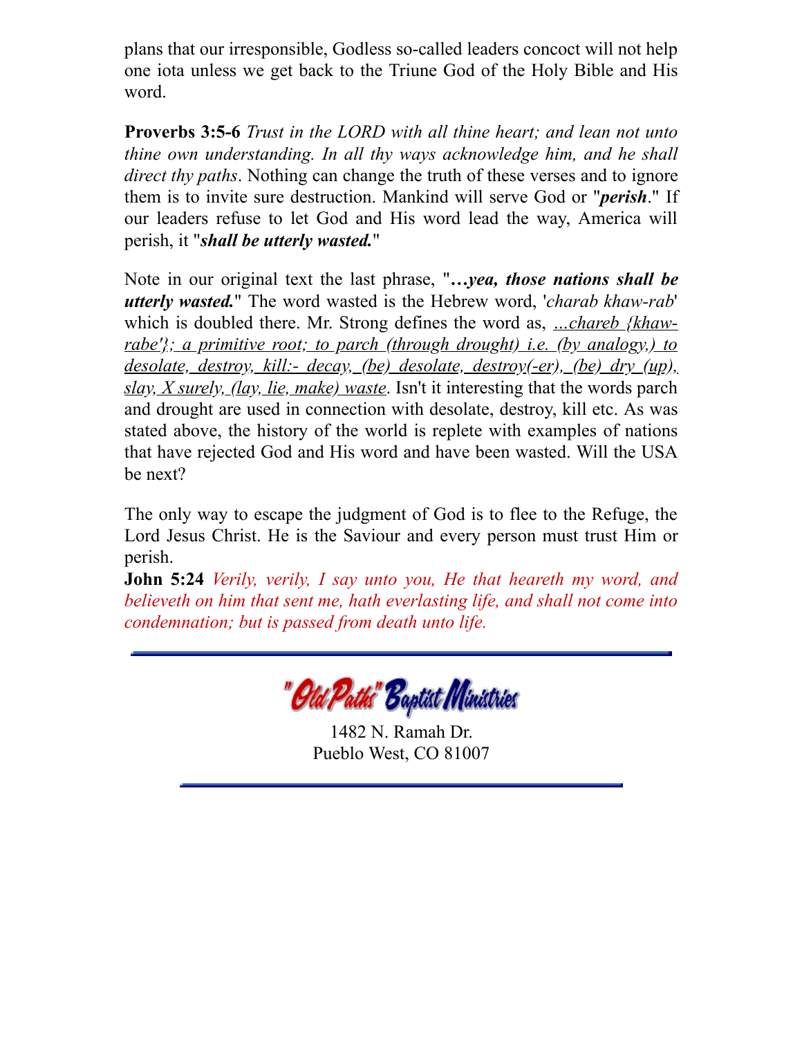plans that our irresponsible, Godless so-called leaders concoct will not help one iota unless we get back to the Triune God of the Holy Bible and His word.

**Proverbs 3:5-6** *Trust in the LORD with all thine heart; and lean not unto thine own understanding. In all thy ways acknowledge him, and he shall direct thy paths*. Nothing can change the truth of these verses and to ignore them is to invite sure destruction. Mankind will serve God or "***perish***." If our leaders refuse to let God and His word lead the way, America will perish, it "***shall be utterly wasted.***"

Note in our original text the last phrase, "***…yea, those nations shall be utterly wasted.***" The word wasted is the Hebrew word, '*charab khaw-rab*' which is doubled there. Mr. Strong defines the word as, *...chareb {khaw-rabe'}; a primitive root; to parch (through drought) i.e. (by analogy,) to desolate, destroy, kill:- decay, (be) desolate, destroy(-er), (be) dry (up), slay, X surely, (lay, lie, make) waste*. Isn't it interesting that the words parch and drought are used in connection with desolate, destroy, kill etc. As was stated above, the history of the world is replete with examples of nations that have rejected God and His word and have been wasted. Will the USA be next?

The only way to escape the judgment of God is to flee to the Refuge, the Lord Jesus Christ. He is the Saviour and every person must trust Him or perish.

**John 5:24** *Verily, verily, I say unto you, He that heareth my word, and believeth on him that sent me, hath everlasting life, and shall not come into condemnation; but is passed from death unto life.*

---

"Old Paths" Baptist Ministries

1482 N. Ramah Dr.
Pueblo West, CO 81007

---